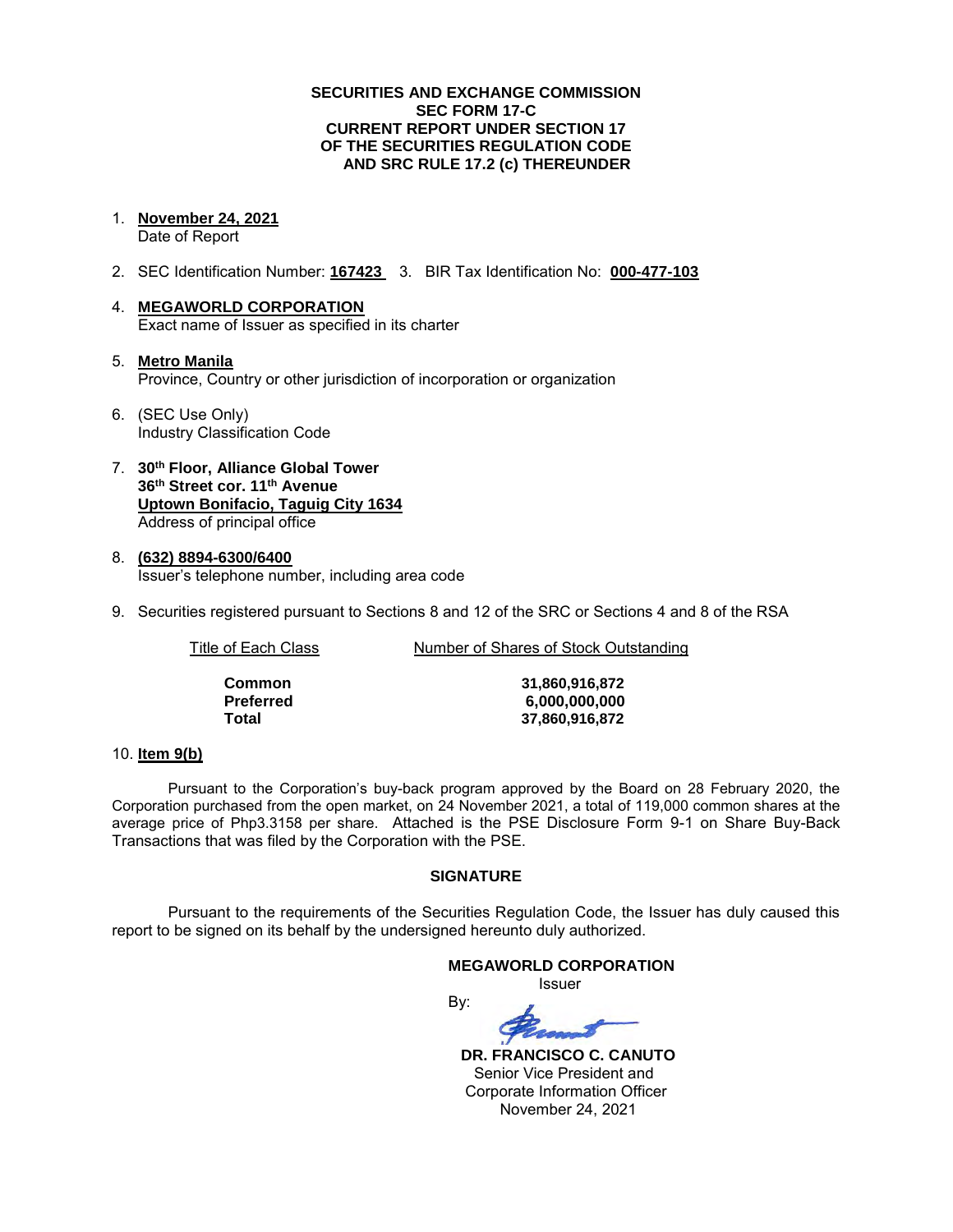**SECURITIES AND EXCHANGE COMMISSION**
**SEC FORM 17-C**
**CURRENT REPORT UNDER SECTION 17**
**OF THE SECURITIES REGULATION CODE**
**AND SRC RULE 17.2 (c) THEREUNDER**

1. **November 24, 2021**
   Date of Report

2. SEC Identification Number: **167423**   3. BIR Tax Identification No: **000-477-103**

4. **MEGAWORLD CORPORATION**
   Exact name of Issuer as specified in its charter

5. **Metro Manila**
   Province, Country or other jurisdiction of incorporation or organization

6. (SEC Use Only)
   Industry Classification Code

7. **30th Floor, Alliance Global Tower**
   **36th Street cor. 11th Avenue**
   **Uptown Bonifacio, Taguig City 1634**
   Address of principal office

8. **(632) 8894-6300/6400**
   Issuer's telephone number, including area code

9. Securities registered pursuant to Sections 8 and 12 of the SRC or Sections 4 and 8 of the RSA

| Title of Each Class | Number of Shares of Stock Outstanding |
|---|---|
| **Common** | **31,860,916,872** |
| **Preferred** | **6,000,000,000** |
| **Total** | **37,860,916,872** |

10. **Item 9(b)**

Pursuant to the Corporation's buy-back program approved by the Board on 28 February 2020, the Corporation purchased from the open market, on 24 November 2021, a total of 119,000 common shares at the average price of Php3.3158 per share. Attached is the PSE Disclosure Form 9-1 on Share Buy-Back Transactions that was filed by the Corporation with the PSE.

**SIGNATURE**

Pursuant to the requirements of the Securities Regulation Code, the Issuer has duly caused this report to be signed on its behalf by the undersigned hereunto duly authorized.

**MEGAWORLD CORPORATION**
Issuer

By:

**DR. FRANCISCO C. CANUTO**
Senior Vice President and
Corporate Information Officer
November 24, 2021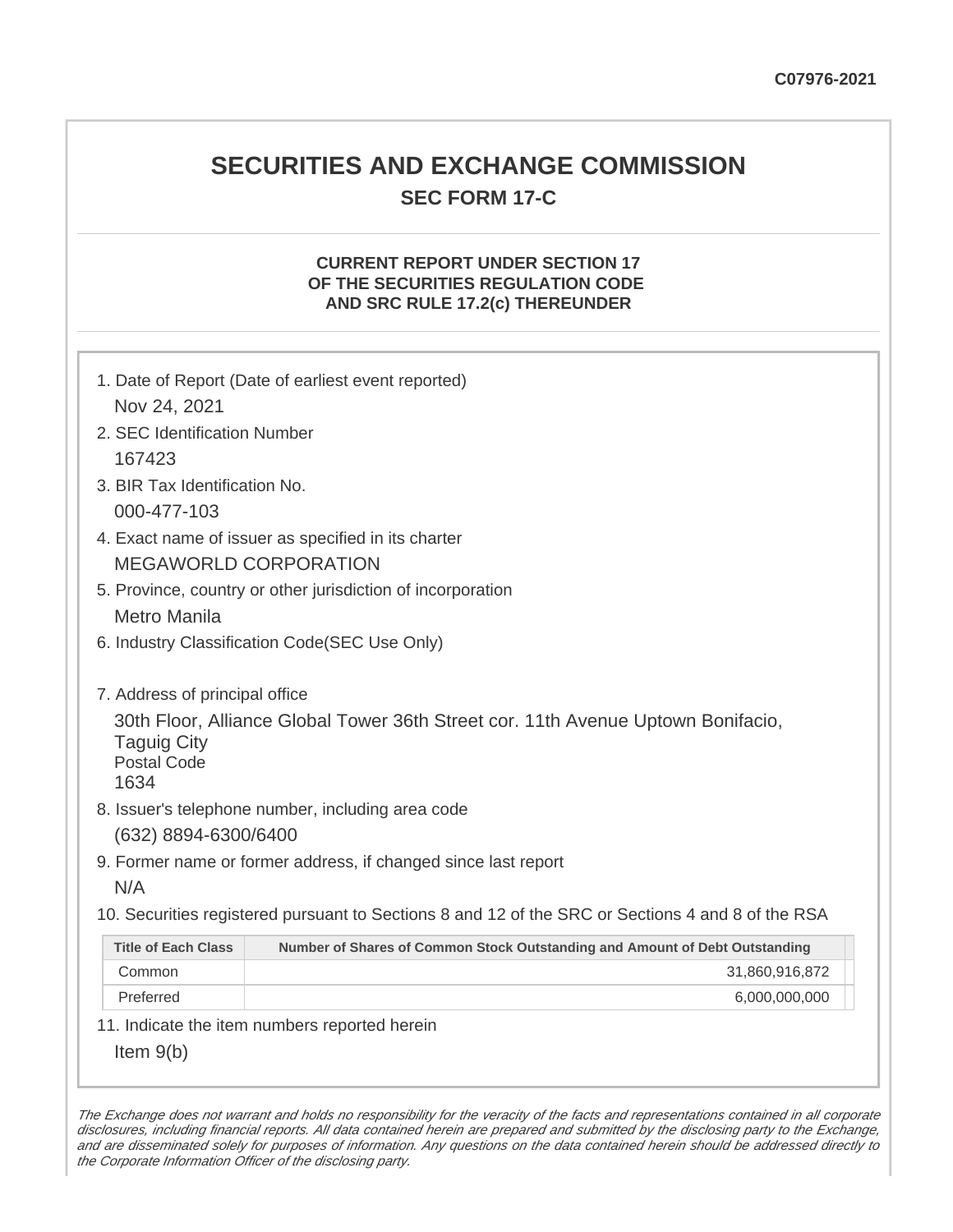C07976-2021

# SECURITIES AND EXCHANGE COMMISSION

## SEC FORM 17-C

### CURRENT REPORT UNDER SECTION 17 OF THE SECURITIES REGULATION CODE AND SRC RULE 17.2(c) THEREUNDER

1. Date of Report (Date of earliest event reported)

   Nov 24, 2021

2. SEC Identification Number

   167423

3. BIR Tax Identification No.

   000-477-103

4. Exact name of issuer as specified in its charter

   MEGAWORLD CORPORATION

5. Province, country or other jurisdiction of incorporation

   Metro Manila

6. Industry Classification Code(SEC Use Only)

7. Address of principal office

   30th Floor, Alliance Global Tower 36th Street cor. 11th Avenue Uptown Bonifacio, Taguig City

   Postal Code

   1634

8. Issuer's telephone number, including area code

   (632) 8894-6300/6400

9. Former name or former address, if changed since last report

   N/A

10. Securities registered pursuant to Sections 8 and 12 of the SRC or Sections 4 and 8 of the RSA

| Title of Each Class | Number of Shares of Common Stock Outstanding and Amount of Debt Outstanding |
|---|---|
| Common | 31,860,916,872 |
| Preferred | 6,000,000,000 |

11. Indicate the item numbers reported herein

    Item 9(b)

*The Exchange does not warrant and holds no responsibility for the veracity of the facts and representations contained in all corporate disclosures, including financial reports. All data contained herein are prepared and submitted by the disclosing party to the Exchange, and are disseminated solely for purposes of information. Any questions on the data contained herein should be addressed directly to the Corporate Information Officer of the disclosing party.*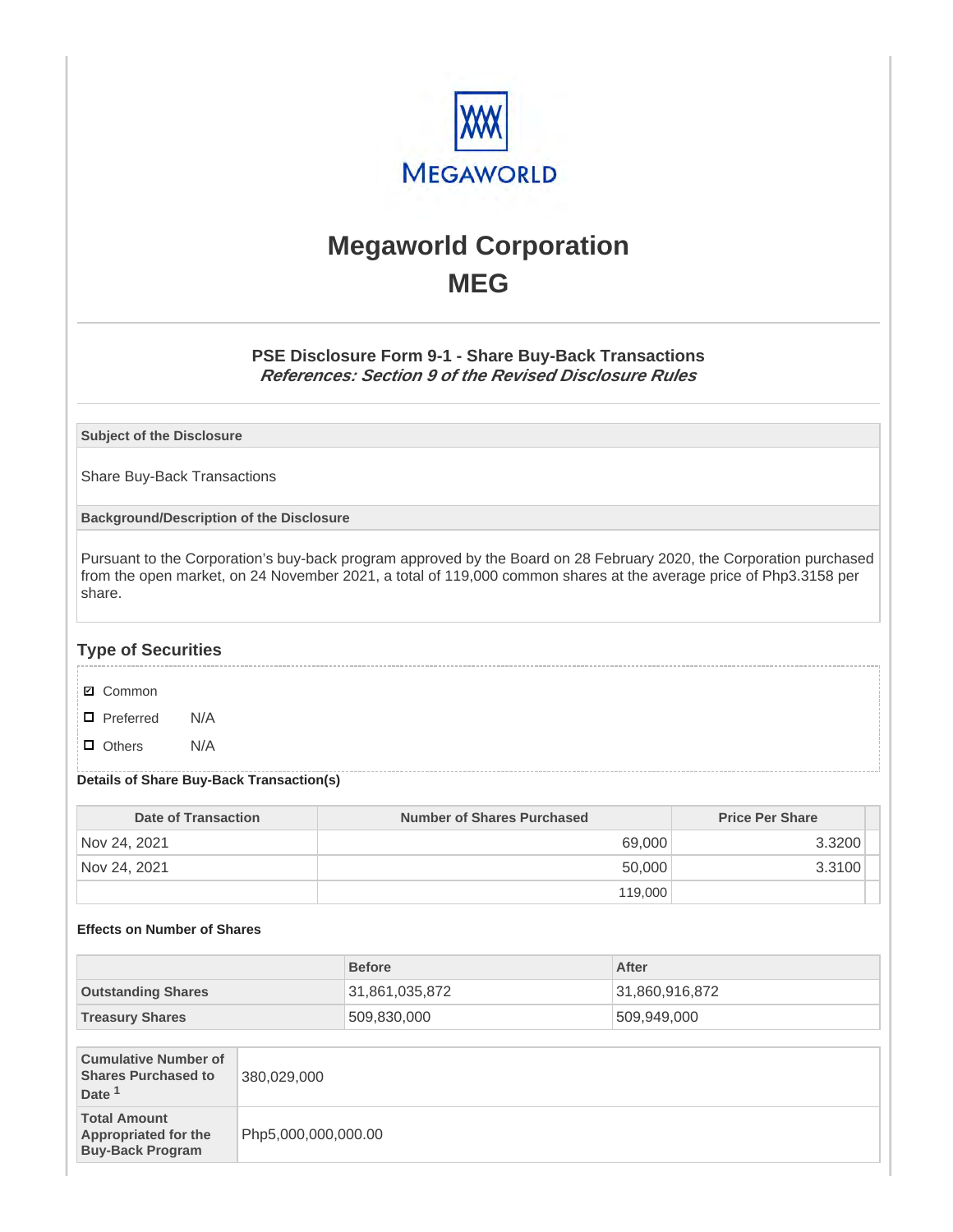# Megaworld Corporation
# MEG

### PSE Disclosure Form 9-1 - Share Buy-Back Transactions
***References: Section 9 of the Revised Disclosure Rules***

| Subject of the Disclosure |
|---|
| Share Buy-Back Transactions |

| Background/Description of the Disclosure |
|---|
| Pursuant to the Corporation's buy-back program approved by the Board on 28 February 2020, the Corporation purchased from the open market, on 24 November 2021, a total of 119,000 common shares at the average price of Php3.3158 per share. |

## Type of Securities

- ☑ Common
- ☐ Preferred N/A
- ☐ Others N/A

**Details of Share Buy-Back Transaction(s)**

| Date of Transaction | Number of Shares Purchased | Price Per Share |
|---|---|---|
| Nov 24, 2021 | 69,000 | 3.3200 |
| Nov 24, 2021 | 50,000 | 3.3100 |
| | 119,000 | |

**Effects on Number of Shares**

| | Before | After |
|---|---|---|
| **Outstanding Shares** | 31,861,035,872 | 31,860,916,872 |
| **Treasury Shares** | 509,830,000 | 509,949,000 |

| | |
|---|---|
| **Cumulative Number of Shares Purchased to Date [1]** | 380,029,000 |
| **Total Amount Appropriated for the Buy-Back Program** | Php5,000,000,000.00 |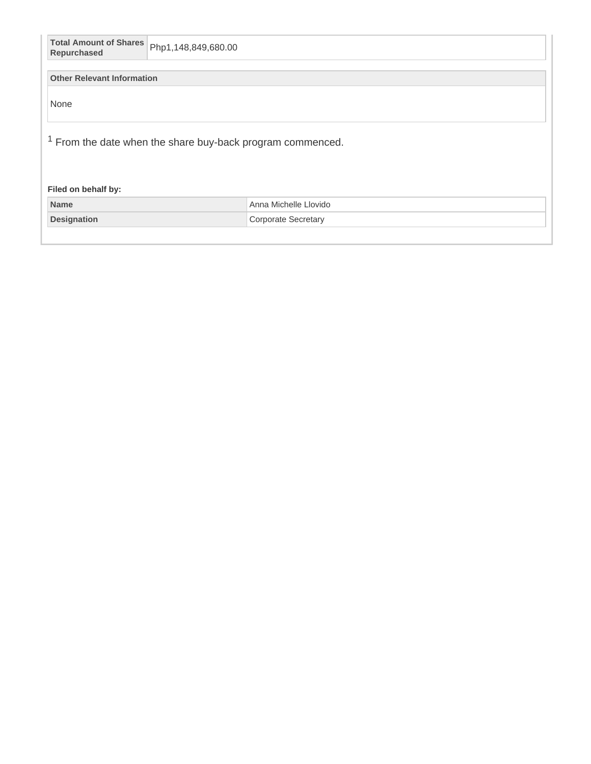| | |
|---|---|
| **Total Amount of Shares Repurchased** | Php1,148,849,680.00 |

| **Other Relevant Information** |
|---|
| None |

[1] From the date when the share buy-back program commenced.

**Filed on behalf by:**

| | |
|---|---|
| **Name** | Anna Michelle Llovido |
| **Designation** | Corporate Secretary |